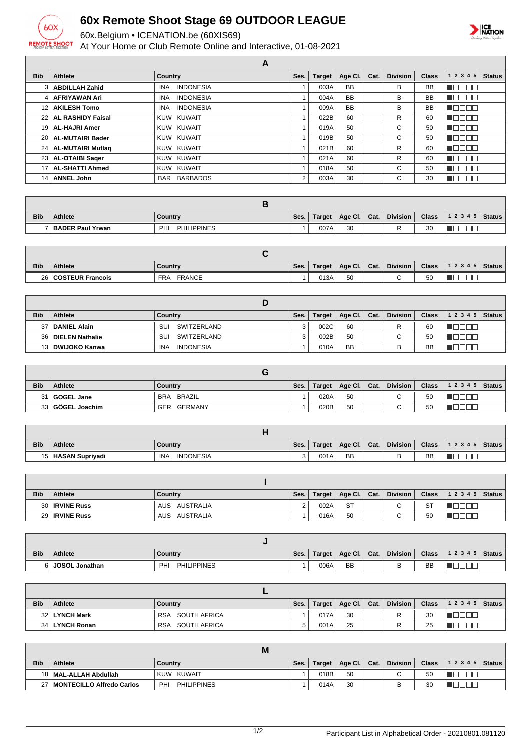# 60x Remote Shoot Stage 69 OUTDOOR LEAGUE

60x.Belgium • ICENATION.be (60XIS69)

At Your Home or Club Remote Online and Interactive, 01-08-2021

## A

| Bib | Athlete | Country | Ses. | Target | Age Cl. | Cat. | Division | Class | 1 2 3 4 5 | Status |
|---|---|---|---|---|---|---|---|---|---|---|
| 3 | ABDILLAH Zahid | INA INDONESIA | 1 | 003A | BB | | B | BB | | |
| 4 | AFRIYAWAN Ari | INA INDONESIA | 1 | 004A | BB | | B | BB | | |
| 12 | AKILESH Tomo | INA INDONESIA | 1 | 009A | BB | | B | BB | | |
| 22 | AL RASHIDY Faisal | KUW KUWAIT | 1 | 022B | 60 | | R | 60 | | |
| 19 | AL-HAJRI Amer | KUW KUWAIT | 1 | 019A | 50 | | C | 50 | | |
| 20 | AL-MUTAIRI Bader | KUW KUWAIT | 1 | 019B | 50 | | C | 50 | | |
| 24 | AL-MUTAIRI Mutlaq | KUW KUWAIT | 1 | 021B | 60 | | R | 60 | | |
| 23 | AL-OTAIBI Saqer | KUW KUWAIT | 1 | 021A | 60 | | R | 60 | | |
| 17 | AL-SHATTI Ahmed | KUW KUWAIT | 1 | 018A | 50 | | C | 50 | | |
| 14 | ANNEL John | BAR BARBADOS | 2 | 003A | 30 | | C | 30 | | |

## B

| Bib | Athlete | Country | Ses. | Target | Age Cl. | Cat. | Division | Class | 1 2 3 4 5 | Status |
|---|---|---|---|---|---|---|---|---|---|---|
| 7 | BADER Paul Yrwan | PHI PHILIPPINES | 1 | 007A | 30 | | R | 30 | | |

## C

| Bib | Athlete | Country | Ses. | Target | Age Cl. | Cat. | Division | Class | 1 2 3 4 5 | Status |
|---|---|---|---|---|---|---|---|---|---|---|
| 26 | COSTEUR Francois | FRA FRANCE | 1 | 013A | 50 | | C | 50 | | |

## D

| Bib | Athlete | Country | Ses. | Target | Age Cl. | Cat. | Division | Class | 1 2 3 4 5 | Status |
|---|---|---|---|---|---|---|---|---|---|---|
| 37 | DANIEL Alain | SUI SWITZERLAND | 3 | 002C | 60 | | R | 60 | | |
| 36 | DIELEN Nathalie | SUI SWITZERLAND | 3 | 002B | 50 | | C | 50 | | |
| 13 | DWIJOKO Kanwa | INA INDONESIA | 1 | 010A | BB | | B | BB | | |

## G

| Bib | Athlete | Country | Ses. | Target | Age Cl. | Cat. | Division | Class | 1 2 3 4 5 | Status |
|---|---|---|---|---|---|---|---|---|---|---|
| 31 | GOGEL Jane | BRA BRAZIL | 1 | 020A | 50 | | C | 50 | | |
| 33 | GÖGEL Joachim | GER GERMANY | 1 | 020B | 50 | | C | 50 | | |

## H

| Bib | Athlete | Country | Ses. | Target | Age Cl. | Cat. | Division | Class | 1 2 3 4 5 | Status |
|---|---|---|---|---|---|---|---|---|---|---|
| 15 | HASAN Supriyadi | INA INDONESIA | 3 | 001A | BB | | B | BB | | |

## I

| Bib | Athlete | Country | Ses. | Target | Age Cl. | Cat. | Division | Class | 1 2 3 4 5 | Status |
|---|---|---|---|---|---|---|---|---|---|---|
| 30 | IRVINE Russ | AUS AUSTRALIA | 2 | 002A | ST | | C | ST | | |
| 29 | IRVINE Russ | AUS AUSTRALIA | 1 | 016A | 50 | | C | 50 | | |

## J

| Bib | Athlete | Country | Ses. | Target | Age Cl. | Cat. | Division | Class | 1 2 3 4 5 | Status |
|---|---|---|---|---|---|---|---|---|---|---|
| 6 | JOSOL Jonathan | PHI PHILIPPINES | 1 | 006A | BB | | B | BB | | |

## L

| Bib | Athlete | Country | Ses. | Target | Age Cl. | Cat. | Division | Class | 1 2 3 4 5 | Status |
|---|---|---|---|---|---|---|---|---|---|---|
| 32 | LYNCH Mark | RSA SOUTH AFRICA | 1 | 017A | 30 | | R | 30 | | |
| 34 | LYNCH Ronan | RSA SOUTH AFRICA | 5 | 001A | 25 | | R | 25 | | |

## M

| Bib | Athlete | Country | Ses. | Target | Age Cl. | Cat. | Division | Class | 1 2 3 4 5 | Status |
|---|---|---|---|---|---|---|---|---|---|---|
| 18 | MAL-ALLAH Abdullah | KUW KUWAIT | 1 | 018B | 50 | | C | 50 | | |
| 27 | MONTECILLO Alfredo Carlos | PHI PHILIPPINES | 1 | 014A | 30 | | B | 30 | | |

Participant List in Alphabetical Order - 20210801.081120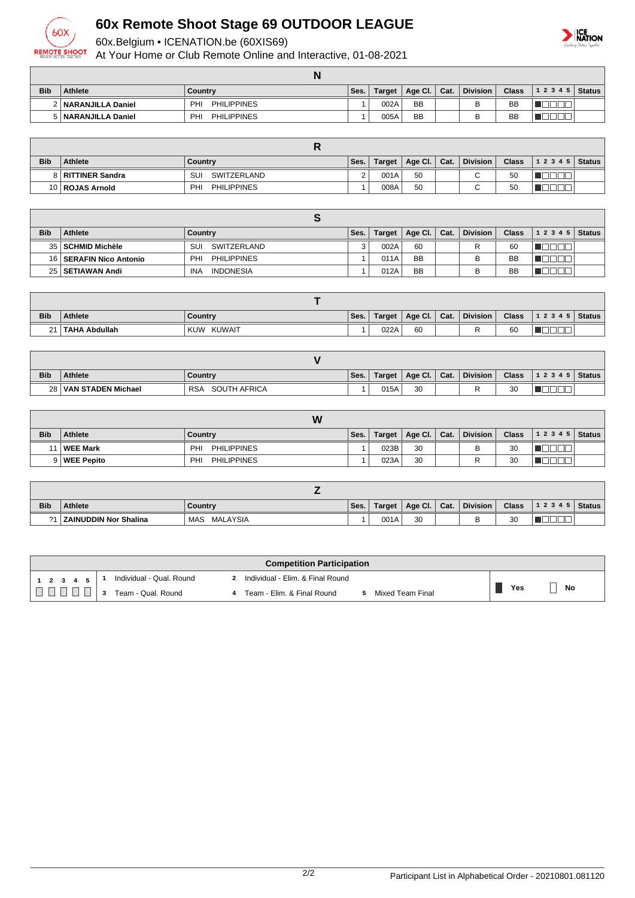# 60x Remote Shoot Stage 69 OUTDOOR LEAGUE

60x.Belgium • ICENATION.be (60XIS69)

At Your Home or Club Remote Online and Interactive, 01-08-2021

| N | | | | | | | | | | |
|---|---|---|---|---|---|---|---|---|---|---|
| **Bib** | **Athlete** | **Country** | **Ses.** | **Target** | **Age Cl.** | **Cat.** | **Division** | **Class** | **1 2 3 4 5** | **Status** |
| 2 | **NARANJILLA Daniel** | PHI PHILIPPINES | 1 | 002A | BB | | B | BB | ■□□□□ | |
| 5 | **NARANJILLA Daniel** | PHI PHILIPPINES | 1 | 005A | BB | | B | BB | ■□□□□ | |

| R | | | | | | | | | | |
|---|---|---|---|---|---|---|---|---|---|---|
| **Bib** | **Athlete** | **Country** | **Ses.** | **Target** | **Age Cl.** | **Cat.** | **Division** | **Class** | **1 2 3 4 5** | **Status** |
| 8 | **RITTINER Sandra** | SUI SWITZERLAND | 2 | 001A | 50 | | C | 50 | ■□□□□ | |
| 10 | **ROJAS Arnold** | PHI PHILIPPINES | 1 | 008A | 50 | | C | 50 | ■□□□□ | |

| S | | | | | | | | | | |
|---|---|---|---|---|---|---|---|---|---|---|
| **Bib** | **Athlete** | **Country** | **Ses.** | **Target** | **Age Cl.** | **Cat.** | **Division** | **Class** | **1 2 3 4 5** | **Status** |
| 35 | **SCHMID Michèle** | SUI SWITZERLAND | 3 | 002A | 60 | | R | 60 | ■□□□□ | |
| 16 | **SERAFIN Nico Antonio** | PHI PHILIPPINES | 1 | 011A | BB | | B | BB | ■□□□□ | |
| 25 | **SETIAWAN Andi** | INA INDONESIA | 1 | 012A | BB | | B | BB | ■□□□□ | |

| T | | | | | | | | | | |
|---|---|---|---|---|---|---|---|---|---|---|
| **Bib** | **Athlete** | **Country** | **Ses.** | **Target** | **Age Cl.** | **Cat.** | **Division** | **Class** | **1 2 3 4 5** | **Status** |
| 21 | **TAHA Abdullah** | KUW KUWAIT | 1 | 022A | 60 | | R | 60 | ■□□□□ | |

| V | | | | | | | | | | |
|---|---|---|---|---|---|---|---|---|---|---|
| **Bib** | **Athlete** | **Country** | **Ses.** | **Target** | **Age Cl.** | **Cat.** | **Division** | **Class** | **1 2 3 4 5** | **Status** |
| 28 | **VAN STADEN Michael** | RSA SOUTH AFRICA | 1 | 015A | 30 | | R | 30 | ■□□□□ | |

| W | | | | | | | | | | |
|---|---|---|---|---|---|---|---|---|---|---|
| **Bib** | **Athlete** | **Country** | **Ses.** | **Target** | **Age Cl.** | **Cat.** | **Division** | **Class** | **1 2 3 4 5** | **Status** |
| 11 | **WEE Mark** | PHI PHILIPPINES | 1 | 023B | 30 | | B | 30 | ■□□□□ | |
| 9 | **WEE Pepito** | PHI PHILIPPINES | 1 | 023A | 30 | | R | 30 | ■□□□□ | |

| Z | | | | | | | | | | |
|---|---|---|---|---|---|---|---|---|---|---|
| **Bib** | **Athlete** | **Country** | **Ses.** | **Target** | **Age Cl.** | **Cat.** | **Division** | **Class** | **1 2 3 4 5** | **Status** |
| ?1 | **ZAINUDDIN Nor Shalina** | MAS MALAYSIA | 1 | 001A | 30 | | B | 30 | ■□□□□ | |

| Competition Participation | | | | |
|---|---|---|---|---|
| 1 2 3 4 5 | 1 Individual - Qual. Round | 2 Individual - Elim. & Final Round | | ■ Yes □ No |
| □□□□□ | 3 Team - Qual. Round | 4 Team - Elim. & Final Round | 5 Mixed Team Final | |

Participant List in Alphabetical Order - 20210801.081120